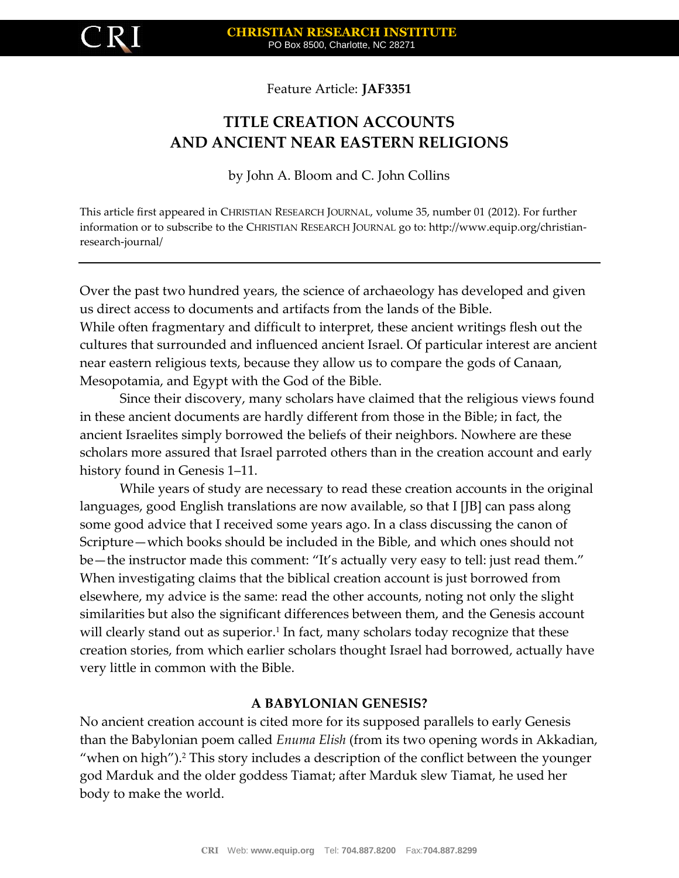Feature Article: **JAF3351**

# TITLE CREATION ACCOUNTS AND ANCIENT NEAR EASTERN RELIGIONS

by John A. Bloom and C. John Collins

This article first appeared in CHRISTIAN RESEARCH JOURNAL, volume 35, number 01 (2012). For further information or to subscribe to the CHRISTIAN RESEARCH JOURNAL go to: http://www.equip.org/christian-research-journal/

---

Over the past two hundred years, the science of archaeology has developed and given us direct access to documents and artifacts from the lands of the Bible. While often fragmentary and difficult to interpret, these ancient writings flesh out the cultures that surrounded and influenced ancient Israel. Of particular interest are ancient near eastern religious texts, because they allow us to compare the gods of Canaan, Mesopotamia, and Egypt with the God of the Bible.

Since their discovery, many scholars have claimed that the religious views found in these ancient documents are hardly different from those in the Bible; in fact, the ancient Israelites simply borrowed the beliefs of their neighbors. Nowhere are these scholars more assured that Israel parroted others than in the creation account and early history found in Genesis 1–11.

While years of study are necessary to read these creation accounts in the original languages, good English translations are now available, so that I [JB] can pass along some good advice that I received some years ago. In a class discussing the canon of Scripture—which books should be included in the Bible, and which ones should not be—the instructor made this comment: "It's actually very easy to tell: just read them." When investigating claims that the biblical creation account is just borrowed from elsewhere, my advice is the same: read the other accounts, noting not only the slight similarities but also the significant differences between them, and the Genesis account will clearly stand out as superior.[1] In fact, many scholars today recognize that these creation stories, from which earlier scholars thought Israel had borrowed, actually have very little in common with the Bible.

## A BABYLONIAN GENESIS?

No ancient creation account is cited more for its supposed parallels to early Genesis than the Babylonian poem called *Enuma Elish* (from its two opening words in Akkadian, "when on high").[2] This story includes a description of the conflict between the younger god Marduk and the older goddess Tiamat; after Marduk slew Tiamat, he used her body to make the world.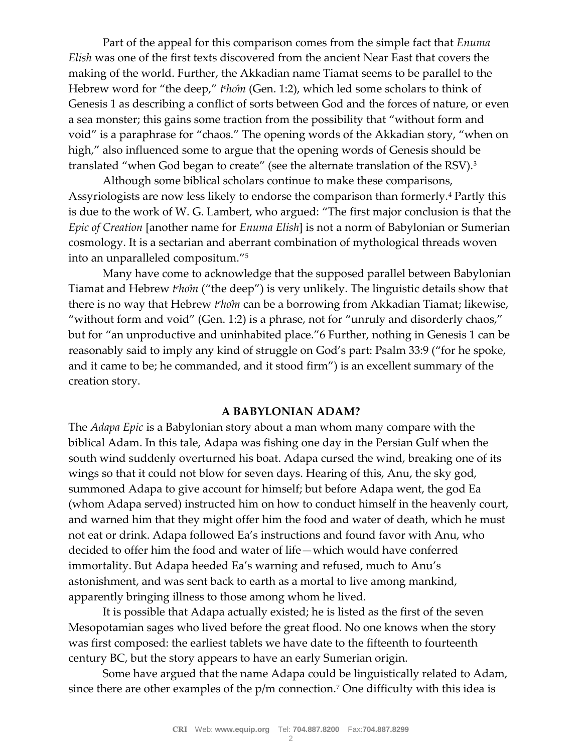Part of the appeal for this comparison comes from the simple fact that *Enuma Elish* was one of the first texts discovered from the ancient Near East that covers the making of the world. Further, the Akkadian name Tiamat seems to be parallel to the Hebrew word for "the deep," *tᵉhôm* (Gen. 1:2), which led some scholars to think of Genesis 1 as describing a conflict of sorts between God and the forces of nature, or even a sea monster; this gains some traction from the possibility that "without form and void" is a paraphrase for "chaos." The opening words of the Akkadian story, "when on high," also influenced some to argue that the opening words of Genesis should be translated "when God began to create" (see the alternate translation of the RSV).[3]

Although some biblical scholars continue to make these comparisons, Assyriologists are now less likely to endorse the comparison than formerly.[4] Partly this is due to the work of W. G. Lambert, who argued: "The first major conclusion is that the *Epic of Creation* [another name for *Enuma Elish*] is not a norm of Babylonian or Sumerian cosmology. It is a sectarian and aberrant combination of mythological threads woven into an unparalleled compositum."[5]

Many have come to acknowledge that the supposed parallel between Babylonian Tiamat and Hebrew *tᵉhôm* ("the deep") is very unlikely. The linguistic details show that there is no way that Hebrew *tᵉhôm* can be a borrowing from Akkadian Tiamat; likewise, "without form and void" (Gen. 1:2) is a phrase, not for "unruly and disorderly chaos," but for "an unproductive and uninhabited place."6 Further, nothing in Genesis 1 can be reasonably said to imply any kind of struggle on God's part: Psalm 33:9 ("for he spoke, and it came to be; he commanded, and it stood firm") is an excellent summary of the creation story.

## A BABYLONIAN ADAM?

The *Adapa Epic* is a Babylonian story about a man whom many compare with the biblical Adam. In this tale, Adapa was fishing one day in the Persian Gulf when the south wind suddenly overturned his boat. Adapa cursed the wind, breaking one of its wings so that it could not blow for seven days. Hearing of this, Anu, the sky god, summoned Adapa to give account for himself; but before Adapa went, the god Ea (whom Adapa served) instructed him on how to conduct himself in the heavenly court, and warned him that they might offer him the food and water of death, which he must not eat or drink. Adapa followed Ea's instructions and found favor with Anu, who decided to offer him the food and water of life—which would have conferred immortality. But Adapa heeded Ea's warning and refused, much to Anu's astonishment, and was sent back to earth as a mortal to live among mankind, apparently bringing illness to those among whom he lived.

It is possible that Adapa actually existed; he is listed as the first of the seven Mesopotamian sages who lived before the great flood. No one knows when the story was first composed: the earliest tablets we have date to the fifteenth to fourteenth century BC, but the story appears to have an early Sumerian origin.

Some have argued that the name Adapa could be linguistically related to Adam, since there are other examples of the p/m connection.[7] One difficulty with this idea is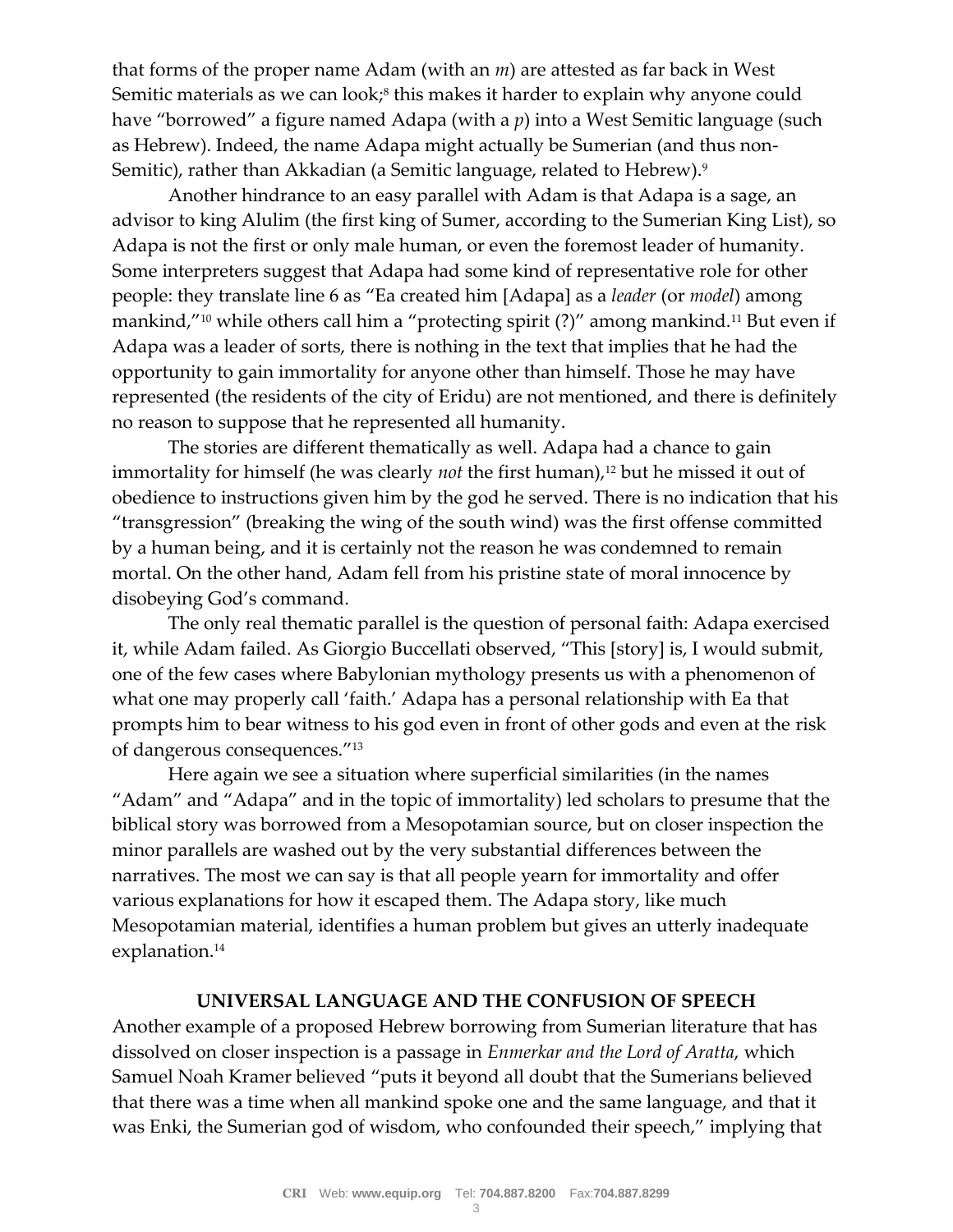that forms of the proper name Adam (with an *m*) are attested as far back in West Semitic materials as we can look;[8] this makes it harder to explain why anyone could have "borrowed" a figure named Adapa (with a *p*) into a West Semitic language (such as Hebrew). Indeed, the name Adapa might actually be Sumerian (and thus non-Semitic), rather than Akkadian (a Semitic language, related to Hebrew).[9]

Another hindrance to an easy parallel with Adam is that Adapa is a sage, an advisor to king Alulim (the first king of Sumer, according to the Sumerian King List), so Adapa is not the first or only male human, or even the foremost leader of humanity. Some interpreters suggest that Adapa had some kind of representative role for other people: they translate line 6 as "Ea created him [Adapa] as a *leader* (or *model*) among mankind,"[10] while others call him a "protecting spirit (?)" among mankind.[11] But even if Adapa was a leader of sorts, there is nothing in the text that implies that he had the opportunity to gain immortality for anyone other than himself. Those he may have represented (the residents of the city of Eridu) are not mentioned, and there is definitely no reason to suppose that he represented all humanity.

The stories are different thematically as well. Adapa had a chance to gain immortality for himself (he was clearly *not* the first human),[12] but he missed it out of obedience to instructions given him by the god he served. There is no indication that his "transgression" (breaking the wing of the south wind) was the first offense committed by a human being, and it is certainly not the reason he was condemned to remain mortal. On the other hand, Adam fell from his pristine state of moral innocence by disobeying God's command.

The only real thematic parallel is the question of personal faith: Adapa exercised it, while Adam failed. As Giorgio Buccellati observed, "This [story] is, I would submit, one of the few cases where Babylonian mythology presents us with a phenomenon of what one may properly call 'faith.' Adapa has a personal relationship with Ea that prompts him to bear witness to his god even in front of other gods and even at the risk of dangerous consequences."[13]

Here again we see a situation where superficial similarities (in the names "Adam" and "Adapa" and in the topic of immortality) led scholars to presume that the biblical story was borrowed from a Mesopotamian source, but on closer inspection the minor parallels are washed out by the very substantial differences between the narratives. The most we can say is that all people yearn for immortality and offer various explanations for how it escaped them. The Adapa story, like much Mesopotamian material, identifies a human problem but gives an utterly inadequate explanation.[14]

## UNIVERSAL LANGUAGE AND THE CONFUSION OF SPEECH

Another example of a proposed Hebrew borrowing from Sumerian literature that has dissolved on closer inspection is a passage in *Enmerkar and the Lord of Aratta*, which Samuel Noah Kramer believed "puts it beyond all doubt that the Sumerians believed that there was a time when all mankind spoke one and the same language, and that it was Enki, the Sumerian god of wisdom, who confounded their speech," implying that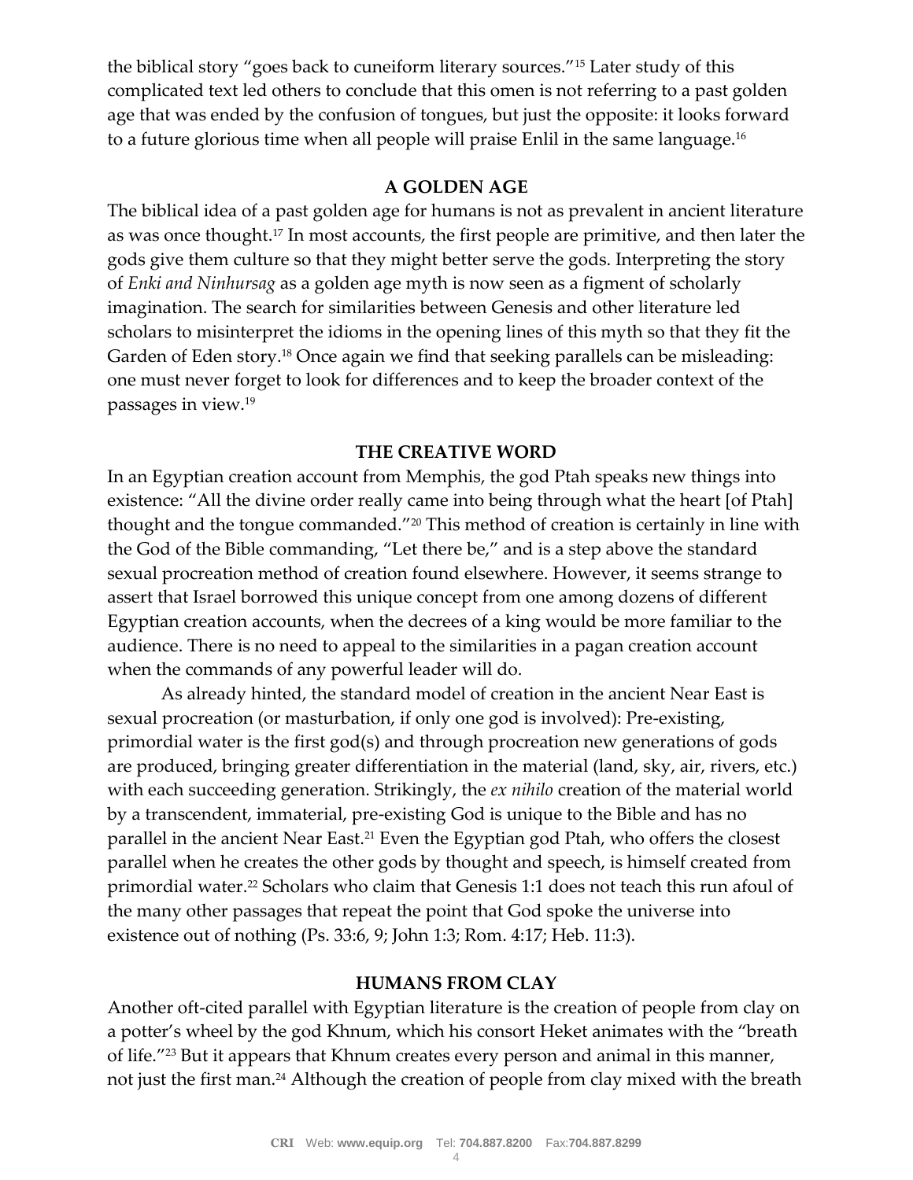the biblical story "goes back to cuneiform literary sources."[15] Later study of this complicated text led others to conclude that this omen is not referring to a past golden age that was ended by the confusion of tongues, but just the opposite: it looks forward to a future glorious time when all people will praise Enlil in the same language.[16]

## A GOLDEN AGE

The biblical idea of a past golden age for humans is not as prevalent in ancient literature as was once thought.[17] In most accounts, the first people are primitive, and then later the gods give them culture so that they might better serve the gods. Interpreting the story of *Enki and Ninhursag* as a golden age myth is now seen as a figment of scholarly imagination. The search for similarities between Genesis and other literature led scholars to misinterpret the idioms in the opening lines of this myth so that they fit the Garden of Eden story.[18] Once again we find that seeking parallels can be misleading: one must never forget to look for differences and to keep the broader context of the passages in view.[19]

## THE CREATIVE WORD

In an Egyptian creation account from Memphis, the god Ptah speaks new things into existence: "All the divine order really came into being through what the heart [of Ptah] thought and the tongue commanded."[20] This method of creation is certainly in line with the God of the Bible commanding, "Let there be," and is a step above the standard sexual procreation method of creation found elsewhere. However, it seems strange to assert that Israel borrowed this unique concept from one among dozens of different Egyptian creation accounts, when the decrees of a king would be more familiar to the audience. There is no need to appeal to the similarities in a pagan creation account when the commands of any powerful leader will do.

As already hinted, the standard model of creation in the ancient Near East is sexual procreation (or masturbation, if only one god is involved): Pre-existing, primordial water is the first god(s) and through procreation new generations of gods are produced, bringing greater differentiation in the material (land, sky, air, rivers, etc.) with each succeeding generation. Strikingly, the *ex nihilo* creation of the material world by a transcendent, immaterial, pre-existing God is unique to the Bible and has no parallel in the ancient Near East.[21] Even the Egyptian god Ptah, who offers the closest parallel when he creates the other gods by thought and speech, is himself created from primordial water.[22] Scholars who claim that Genesis 1:1 does not teach this run afoul of the many other passages that repeat the point that God spoke the universe into existence out of nothing (Ps. 33:6, 9; John 1:3; Rom. 4:17; Heb. 11:3).

## HUMANS FROM CLAY

Another oft-cited parallel with Egyptian literature is the creation of people from clay on a potter's wheel by the god Khnum, which his consort Heket animates with the "breath of life."[23] But it appears that Khnum creates every person and animal in this manner, not just the first man.[24] Although the creation of people from clay mixed with the breath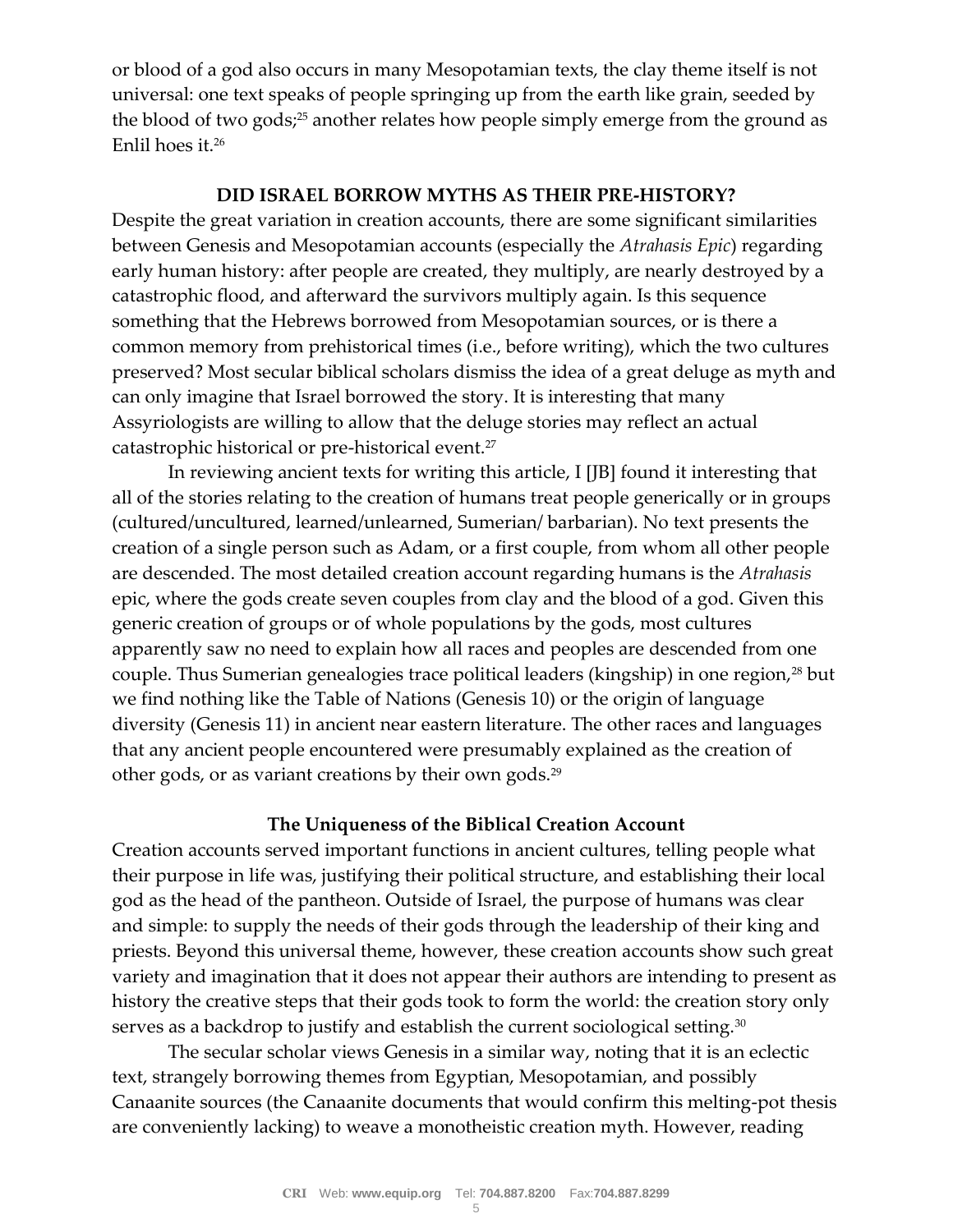or blood of a god also occurs in many Mesopotamian texts, the clay theme itself is not universal: one text speaks of people springing up from the earth like grain, seeded by the blood of two gods;[25] another relates how people simply emerge from the ground as Enlil hoes it.[26]

## DID ISRAEL BORROW MYTHS AS THEIR PRE-HISTORY?

Despite the great variation in creation accounts, there are some significant similarities between Genesis and Mesopotamian accounts (especially the *Atrahasis Epic*) regarding early human history: after people are created, they multiply, are nearly destroyed by a catastrophic flood, and afterward the survivors multiply again. Is this sequence something that the Hebrews borrowed from Mesopotamian sources, or is there a common memory from prehistorical times (i.e., before writing), which the two cultures preserved? Most secular biblical scholars dismiss the idea of a great deluge as myth and can only imagine that Israel borrowed the story. It is interesting that many Assyriologists are willing to allow that the deluge stories may reflect an actual catastrophic historical or pre-historical event.[27]

In reviewing ancient texts for writing this article, I [JB] found it interesting that all of the stories relating to the creation of humans treat people generically or in groups (cultured/uncultured, learned/unlearned, Sumerian/ barbarian). No text presents the creation of a single person such as Adam, or a first couple, from whom all other people are descended. The most detailed creation account regarding humans is the *Atrahasis* epic, where the gods create seven couples from clay and the blood of a god. Given this generic creation of groups or of whole populations by the gods, most cultures apparently saw no need to explain how all races and peoples are descended from one couple. Thus Sumerian genealogies trace political leaders (kingship) in one region,[28] but we find nothing like the Table of Nations (Genesis 10) or the origin of language diversity (Genesis 11) in ancient near eastern literature. The other races and languages that any ancient people encountered were presumably explained as the creation of other gods, or as variant creations by their own gods.[29]

### The Uniqueness of the Biblical Creation Account

Creation accounts served important functions in ancient cultures, telling people what their purpose in life was, justifying their political structure, and establishing their local god as the head of the pantheon. Outside of Israel, the purpose of humans was clear and simple: to supply the needs of their gods through the leadership of their king and priests. Beyond this universal theme, however, these creation accounts show such great variety and imagination that it does not appear their authors are intending to present as history the creative steps that their gods took to form the world: the creation story only serves as a backdrop to justify and establish the current sociological setting.[30]

The secular scholar views Genesis in a similar way, noting that it is an eclectic text, strangely borrowing themes from Egyptian, Mesopotamian, and possibly Canaanite sources (the Canaanite documents that would confirm this melting-pot thesis are conveniently lacking) to weave a monotheistic creation myth. However, reading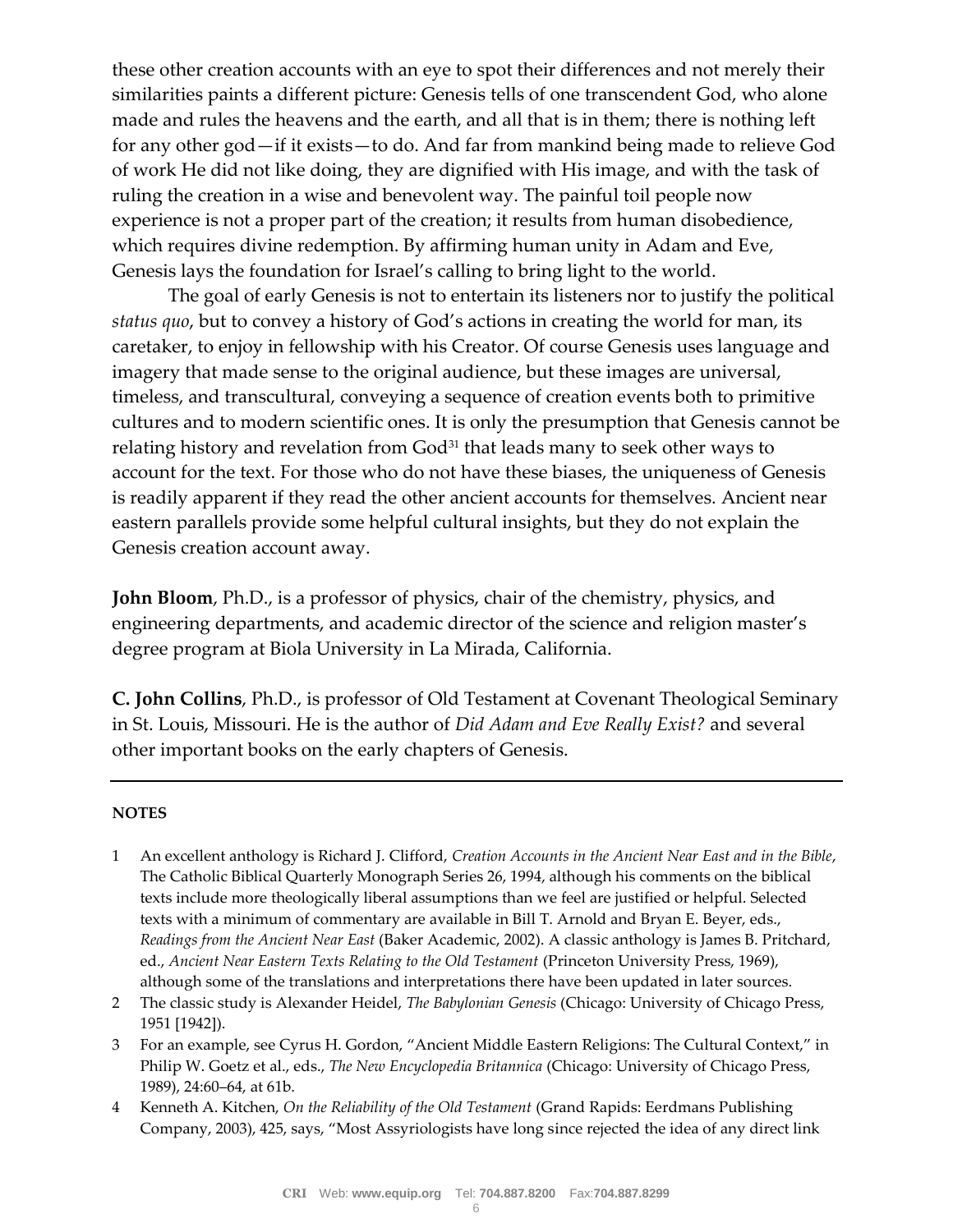these other creation accounts with an eye to spot their differences and not merely their similarities paints a different picture: Genesis tells of one transcendent God, who alone made and rules the heavens and the earth, and all that is in them; there is nothing left for any other god—if it exists—to do. And far from mankind being made to relieve God of work He did not like doing, they are dignified with His image, and with the task of ruling the creation in a wise and benevolent way. The painful toil people now experience is not a proper part of the creation; it results from human disobedience, which requires divine redemption. By affirming human unity in Adam and Eve, Genesis lays the foundation for Israel's calling to bring light to the world.

The goal of early Genesis is not to entertain its listeners nor to justify the political *status quo*, but to convey a history of God's actions in creating the world for man, its caretaker, to enjoy in fellowship with his Creator. Of course Genesis uses language and imagery that made sense to the original audience, but these images are universal, timeless, and transcultural, conveying a sequence of creation events both to primitive cultures and to modern scientific ones. It is only the presumption that Genesis cannot be relating history and revelation from God[31] that leads many to seek other ways to account for the text. For those who do not have these biases, the uniqueness of Genesis is readily apparent if they read the other ancient accounts for themselves. Ancient near eastern parallels provide some helpful cultural insights, but they do not explain the Genesis creation account away.

**John Bloom**, Ph.D., is a professor of physics, chair of the chemistry, physics, and engineering departments, and academic director of the science and religion master's degree program at Biola University in La Mirada, California.

**C. John Collins**, Ph.D., is professor of Old Testament at Covenant Theological Seminary in St. Louis, Missouri. He is the author of *Did Adam and Eve Really Exist?* and several other important books on the early chapters of Genesis.

---

**NOTES**

1. An excellent anthology is Richard J. Clifford, *Creation Accounts in the Ancient Near East and in the Bible*, The Catholic Biblical Quarterly Monograph Series 26, 1994, although his comments on the biblical texts include more theologically liberal assumptions than we feel are justified or helpful. Selected texts with a minimum of commentary are available in Bill T. Arnold and Bryan E. Beyer, eds., *Readings from the Ancient Near East* (Baker Academic, 2002). A classic anthology is James B. Pritchard, ed., *Ancient Near Eastern Texts Relating to the Old Testament* (Princeton University Press, 1969), although some of the translations and interpretations there have been updated in later sources.
2. The classic study is Alexander Heidel, *The Babylonian Genesis* (Chicago: University of Chicago Press, 1951 [1942]).
3. For an example, see Cyrus H. Gordon, "Ancient Middle Eastern Religions: The Cultural Context," in Philip W. Goetz et al., eds., *The New Encyclopedia Britannica* (Chicago: University of Chicago Press, 1989), 24:60–64, at 61b.
4. Kenneth A. Kitchen, *On the Reliability of the Old Testament* (Grand Rapids: Eerdmans Publishing Company, 2003), 425, says, "Most Assyriologists have long since rejected the idea of any direct link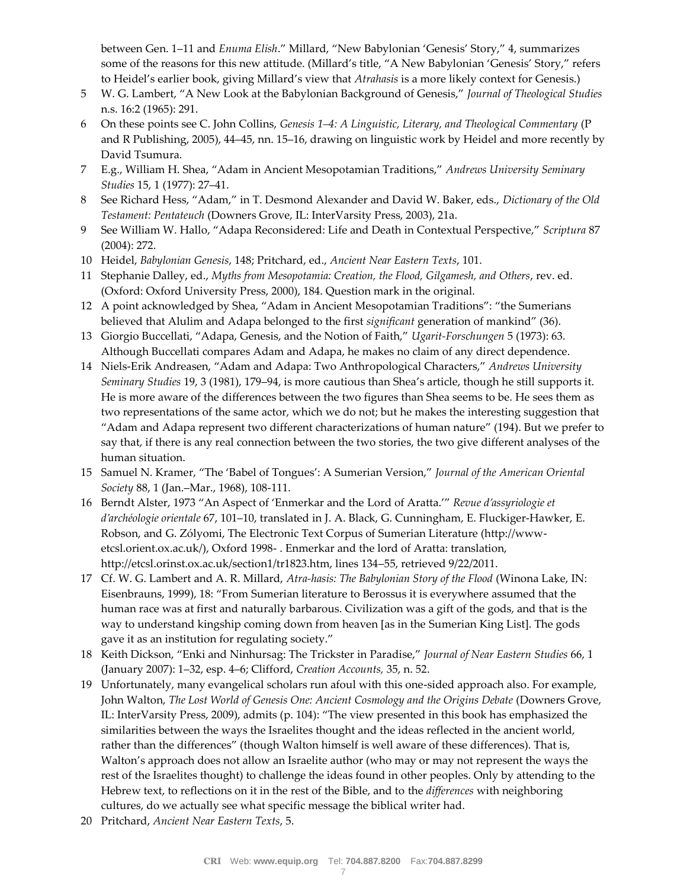between Gen. 1–11 and *Enuma Elish*." Millard, "New Babylonian 'Genesis' Story," 4, summarizes some of the reasons for this new attitude. (Millard's title, "A New Babylonian 'Genesis' Story," refers to Heidel's earlier book, giving Millard's view that *Atrahasis* is a more likely context for Genesis.)

5 W. G. Lambert, "A New Look at the Babylonian Background of Genesis," *Journal of Theological Studies* n.s. 16:2 (1965): 291.

6 On these points see C. John Collins, *Genesis 1–4: A Linguistic, Literary, and Theological Commentary* (P and R Publishing, 2005), 44–45, nn. 15–16, drawing on linguistic work by Heidel and more recently by David Tsumura.

7 E.g., William H. Shea, "Adam in Ancient Mesopotamian Traditions," *Andrews University Seminary Studies* 15, 1 (1977): 27–41.

8 See Richard Hess, "Adam," in T. Desmond Alexander and David W. Baker, eds., *Dictionary of the Old Testament: Pentateuch* (Downers Grove, IL: InterVarsity Press, 2003), 21a.

9 See William W. Hallo, "Adapa Reconsidered: Life and Death in Contextual Perspective," *Scriptura* 87 (2004): 272.

10 Heidel, *Babylonian Genesis*, 148; Pritchard, ed., *Ancient Near Eastern Texts*, 101.

11 Stephanie Dalley, ed., *Myths from Mesopotamia: Creation, the Flood, Gilgamesh, and Others*, rev. ed. (Oxford: Oxford University Press, 2000), 184. Question mark in the original.

12 A point acknowledged by Shea, "Adam in Ancient Mesopotamian Traditions": "the Sumerians believed that Alulim and Adapa belonged to the first *significant* generation of mankind" (36).

13 Giorgio Buccellati, "Adapa, Genesis, and the Notion of Faith," *Ugarit-Forschungen* 5 (1973): 63. Although Buccellati compares Adam and Adapa, he makes no claim of any direct dependence.

14 Niels-Erik Andreasen, "Adam and Adapa: Two Anthropological Characters," *Andrews University Seminary Studies* 19, 3 (1981), 179–94, is more cautious than Shea's article, though he still supports it. He is more aware of the differences between the two figures than Shea seems to be. He sees them as two representations of the same actor, which we do not; but he makes the interesting suggestion that "Adam and Adapa represent two different characterizations of human nature" (194). But we prefer to say that, if there is any real connection between the two stories, the two give different analyses of the human situation.

15 Samuel N. Kramer, "The 'Babel of Tongues': A Sumerian Version," *Journal of the American Oriental Society* 88, 1 (Jan.–Mar., 1968), 108-111.

16 Berndt Alster, 1973 "An Aspect of 'Enmerkar and the Lord of Aratta.'" *Revue d'assyriologie et d'archéologie orientale* 67, 101–10, translated in J. A. Black, G. Cunningham, E. Fluckiger-Hawker, E. Robson, and G. Zólyomi, The Electronic Text Corpus of Sumerian Literature (http://www-etcsl.orient.ox.ac.uk/), Oxford 1998- . Enmerkar and the lord of Aratta: translation, http://etcsl.orinst.ox.ac.uk/section1/tr1823.htm, lines 134–55, retrieved 9/22/2011.

17 Cf. W. G. Lambert and A. R. Millard, *Atra-hasis: The Babylonian Story of the Flood* (Winona Lake, IN: Eisenbrauns, 1999), 18: "From Sumerian literature to Berossus it is everywhere assumed that the human race was at first and naturally barbarous. Civilization was a gift of the gods, and that is the way to understand kingship coming down from heaven [as in the Sumerian King List]. The gods gave it as an institution for regulating society."

18 Keith Dickson, "Enki and Ninhursag: The Trickster in Paradise," *Journal of Near Eastern Studies* 66, 1 (January 2007): 1–32, esp. 4–6; Clifford, *Creation Accounts,* 35, n. 52.

19 Unfortunately, many evangelical scholars run afoul with this one-sided approach also. For example, John Walton, *The Lost World of Genesis One: Ancient Cosmology and the Origins Debate* (Downers Grove, IL: InterVarsity Press, 2009), admits (p. 104): "The view presented in this book has emphasized the similarities between the ways the Israelites thought and the ideas reflected in the ancient world, rather than the differences" (though Walton himself is well aware of these differences). That is, Walton's approach does not allow an Israelite author (who may or may not represent the ways the rest of the Israelites thought) to challenge the ideas found in other peoples. Only by attending to the Hebrew text, to reflections on it in the rest of the Bible, and to the *differences* with neighboring cultures, do we actually see what specific message the biblical writer had.

20 Pritchard, *Ancient Near Eastern Texts*, 5.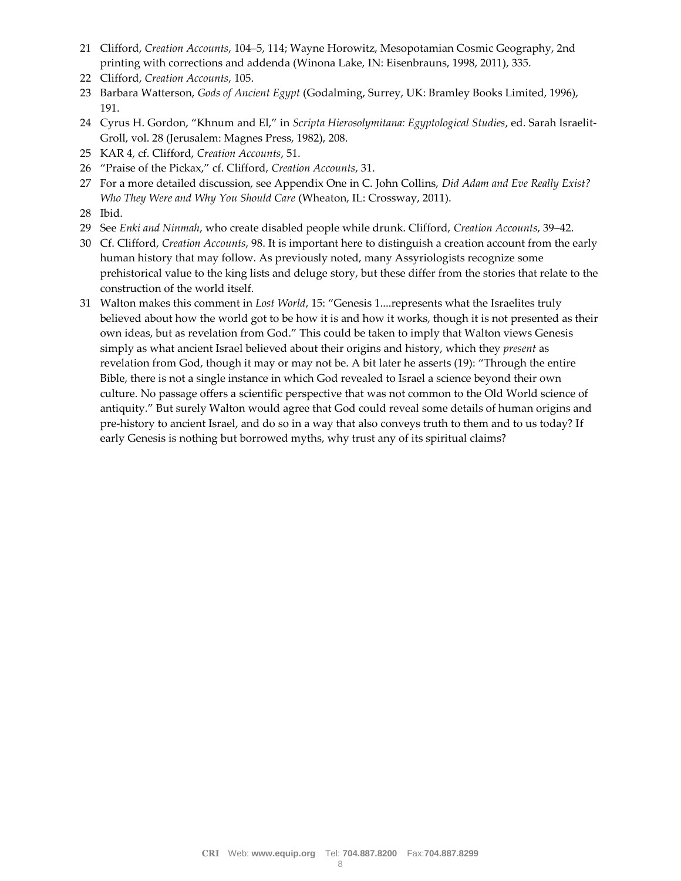21 Clifford, *Creation Accounts*, 104–5, 114; Wayne Horowitz, Mesopotamian Cosmic Geography, 2nd printing with corrections and addenda (Winona Lake, IN: Eisenbrauns, 1998, 2011), 335.

22 Clifford, *Creation Accounts*, 105.

23 Barbara Watterson, *Gods of Ancient Egypt* (Godalming, Surrey, UK: Bramley Books Limited, 1996), 191.

24 Cyrus H. Gordon, "Khnum and El," in *Scripta Hierosolymitana: Egyptological Studies*, ed. Sarah Israelit-Groll, vol. 28 (Jerusalem: Magnes Press, 1982), 208.

25 KAR 4, cf. Clifford, *Creation Accounts*, 51.

26 "Praise of the Pickax," cf. Clifford, *Creation Accounts*, 31.

27 For a more detailed discussion, see Appendix One in C. John Collins, *Did Adam and Eve Really Exist? Who They Were and Why You Should Care* (Wheaton, IL: Crossway, 2011).

28 Ibid.

29 See *Enki and Ninmah*, who create disabled people while drunk. Clifford, *Creation Accounts*, 39–42.

30 Cf. Clifford, *Creation Accounts*, 98. It is important here to distinguish a creation account from the early human history that may follow. As previously noted, many Assyriologists recognize some prehistorical value to the king lists and deluge story, but these differ from the stories that relate to the construction of the world itself.

31 Walton makes this comment in *Lost World*, 15: "Genesis 1....represents what the Israelites truly believed about how the world got to be how it is and how it works, though it is not presented as their own ideas, but as revelation from God." This could be taken to imply that Walton views Genesis simply as what ancient Israel believed about their origins and history, which they *present* as revelation from God, though it may or may not be. A bit later he asserts (19): "Through the entire Bible, there is not a single instance in which God revealed to Israel a science beyond their own culture. No passage offers a scientific perspective that was not common to the Old World science of antiquity." But surely Walton would agree that God could reveal some details of human origins and pre-history to ancient Israel, and do so in a way that also conveys truth to them and to us today? If early Genesis is nothing but borrowed myths, why trust any of its spiritual claims?